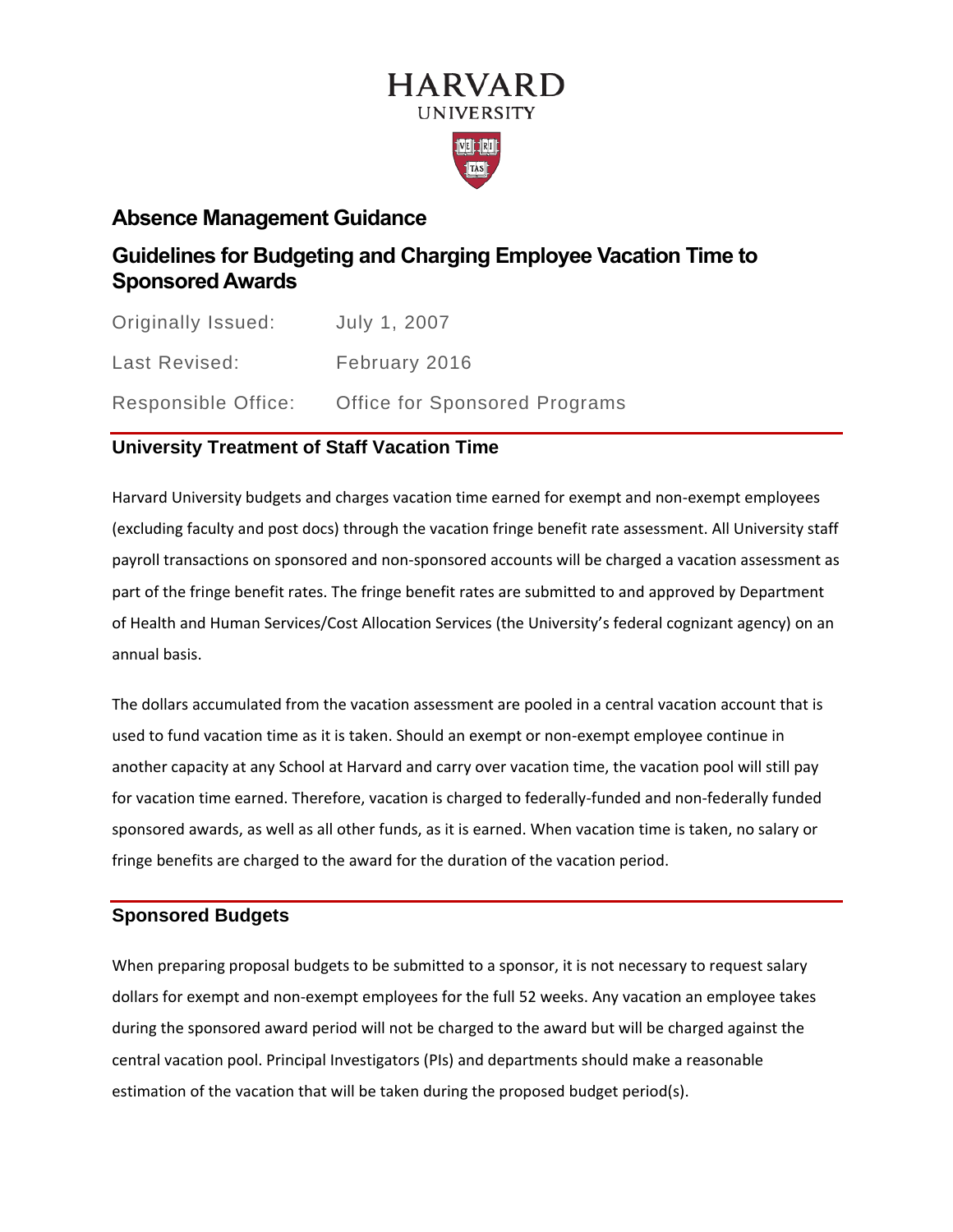HARVARD
UNIVERSITY

# Absence Management Guidance

## Guidelines for Budgeting and Charging Employee Vacation Time to Sponsored Awards

| | |
|---|---|
| Originally Issued: | July 1, 2007 |
| Last Revised: | February 2016 |
| Responsible Office: | Office for Sponsored Programs |

### University Treatment of Staff Vacation Time

Harvard University budgets and charges vacation time earned for exempt and non-exempt employees (excluding faculty and post docs) through the vacation fringe benefit rate assessment. All University staff payroll transactions on sponsored and non-sponsored accounts will be charged a vacation assessment as part of the fringe benefit rates. The fringe benefit rates are submitted to and approved by Department of Health and Human Services/Cost Allocation Services (the University's federal cognizant agency) on an annual basis.

The dollars accumulated from the vacation assessment are pooled in a central vacation account that is used to fund vacation time as it is taken. Should an exempt or non-exempt employee continue in another capacity at any School at Harvard and carry over vacation time, the vacation pool will still pay for vacation time earned. Therefore, vacation is charged to federally-funded and non-federally funded sponsored awards, as well as all other funds, as it is earned. When vacation time is taken, no salary or fringe benefits are charged to the award for the duration of the vacation period.

### Sponsored Budgets

When preparing proposal budgets to be submitted to a sponsor, it is not necessary to request salary dollars for exempt and non-exempt employees for the full 52 weeks. Any vacation an employee takes during the sponsored award period will not be charged to the award but will be charged against the central vacation pool. Principal Investigators (PIs) and departments should make a reasonable estimation of the vacation that will be taken during the proposed budget period(s).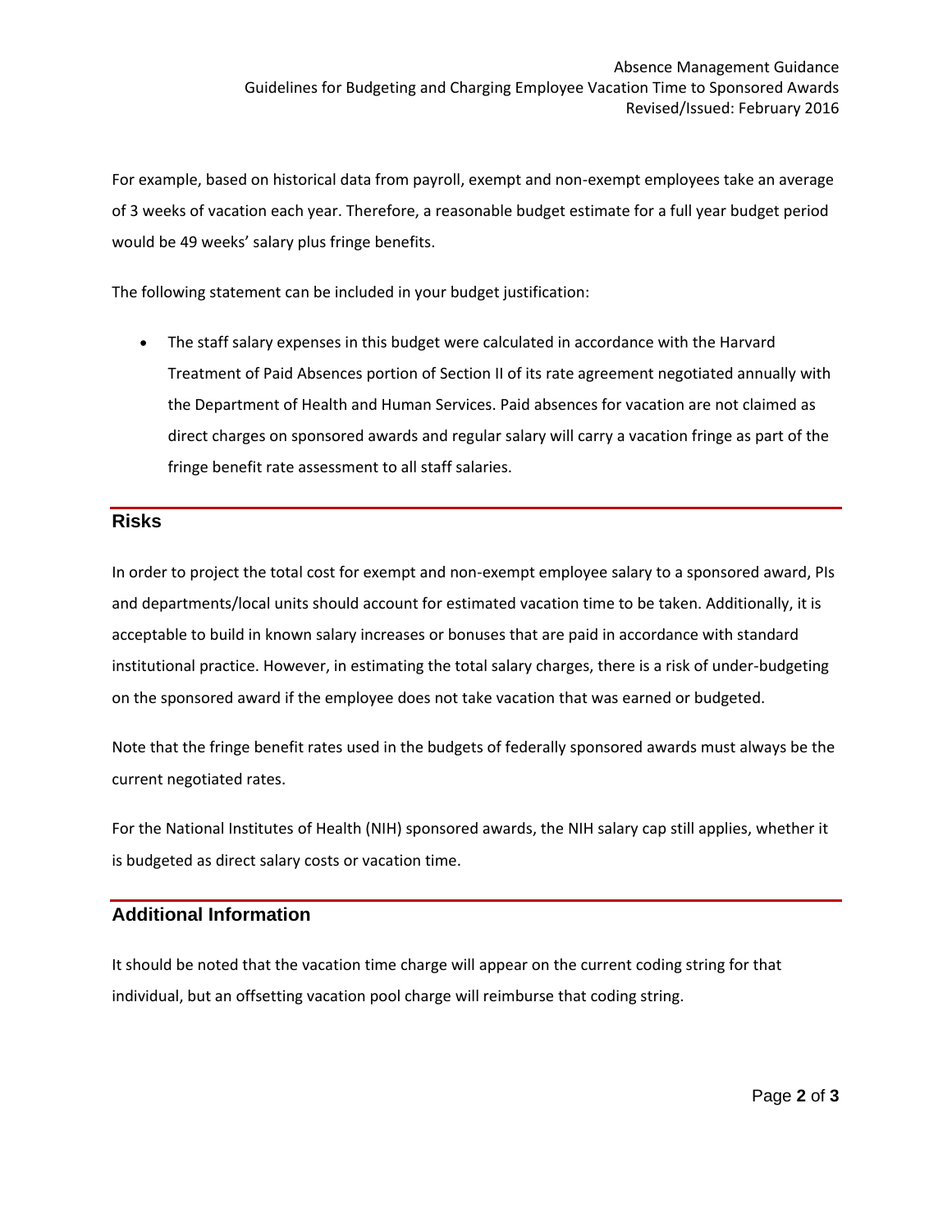For example, based on historical data from payroll, exempt and non-exempt employees take an average of 3 weeks of vacation each year. Therefore, a reasonable budget estimate for a full year budget period would be 49 weeks' salary plus fringe benefits.

The following statement can be included in your budget justification:

- The staff salary expenses in this budget were calculated in accordance with the Harvard Treatment of Paid Absences portion of Section II of its rate agreement negotiated annually with the Department of Health and Human Services. Paid absences for vacation are not claimed as direct charges on sponsored awards and regular salary will carry a vacation fringe as part of the fringe benefit rate assessment to all staff salaries.

## Risks

In order to project the total cost for exempt and non-exempt employee salary to a sponsored award, PIs and departments/local units should account for estimated vacation time to be taken. Additionally, it is acceptable to build in known salary increases or bonuses that are paid in accordance with standard institutional practice. However, in estimating the total salary charges, there is a risk of under-budgeting on the sponsored award if the employee does not take vacation that was earned or budgeted.

Note that the fringe benefit rates used in the budgets of federally sponsored awards must always be the current negotiated rates.

For the National Institutes of Health (NIH) sponsored awards, the NIH salary cap still applies, whether it is budgeted as direct salary costs or vacation time.

## Additional Information

It should be noted that the vacation time charge will appear on the current coding string for that individual, but an offsetting vacation pool charge will reimburse that coding string.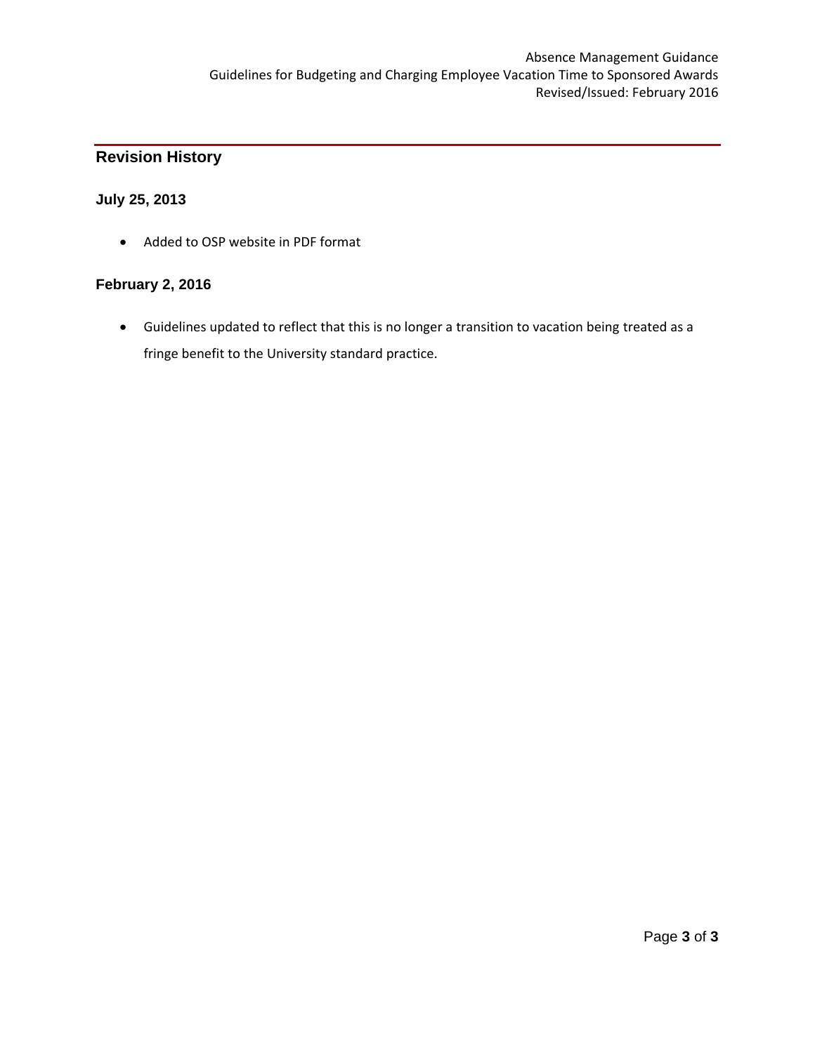## Revision History

### July 25, 2013

- Added to OSP website in PDF format

### February 2, 2016

- Guidelines updated to reflect that this is no longer a transition to vacation being treated as a fringe benefit to the University standard practice.